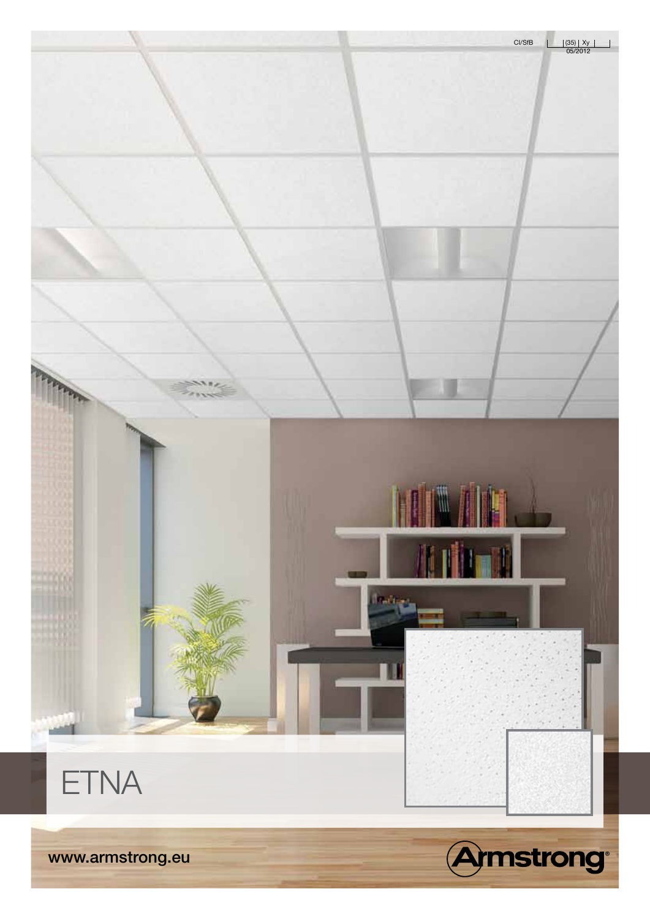CI/SfB | (35) | Xy |
05/2012

# ETNA

www.armstrong.eu

Armstrong®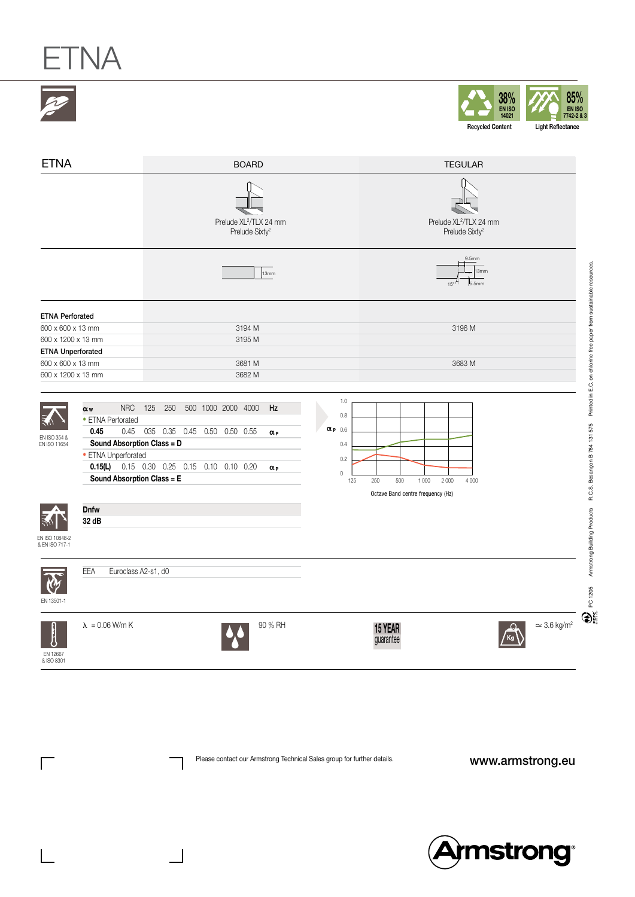# ETNA

38% EN ISO 14021
Recycled Content

85% EN ISO 7742-2 & 3
Light Reflectance

| ETNA | BOARD | TEGULAR |
|---|---|---|
| | Prelude XL[2]/TLX 24 mm<br>Prelude Sixty[2] | Prelude XL[2]/TLX 24 mm<br>Prelude Sixty[2] |
| | 13mm | 9.5mm<br>13mm<br>15<br>5.5mm |
| **ETNA Perforated** | | |
| 600 x 600 x 13 mm | 3194 M | 3196 M |
| 600 x 1200 x 13 mm | 3195 M | |
| **ETNA Unperforated** | | |
| 600 x 600 x 13 mm | 3681 M | 3683 M |
| 600 x 1200 x 13 mm | 3682 M | |

EN ISO 354 & EN ISO 11654

| $\alpha_w$ | NRC | 125 | 250 | 500 | 1000 | 2000 | 4000 | Hz |
|---|---|---|---|---|---|---|---|---|
| • ETNA Perforated | | | | | | | | |
| **0.45** | 0.45 | 035 | 0.35 | 0.45 | 0.50 | 0.50 | 0.55 | $\alpha_p$ |
| **Sound Absorption Class = D** | | | | | | | | |
| • ETNA Unperforated | | | | | | | | |
| **0.15(L)** | 0.15 | 0.30 | 0.25 | 0.15 | 0.10 | 0.10 | 0.20 | $\alpha_p$ |
| **Sound Absorption Class = E** | | | | | | | | |

$\alpha_p$
1.0
0.8
0.6
0.4
0.2
0
125
250
500
1 000
2 000
4 000
Octave Band centre frequency (Hz)

EN ISO 10848-2 & EN ISO 717-1

**Dnfw**
**32 dB**

EN 13501-1

EEA Euroclass A2-s1, d0

EN 12667 & ISO 8301

$\lambda$ = 0.06 W/m K

90 % RH

15 YEAR guarantee

≃ 3.6 kg/m²

Please contact our Armstrong Technical Sales group for further details.

www.armstrong.eu

Armstrong

PC 1205 Armstrong Building Products R.C.S. Besançon B 784 131 575 Printed in E.C. on chlorine free paper from sustainable resources.